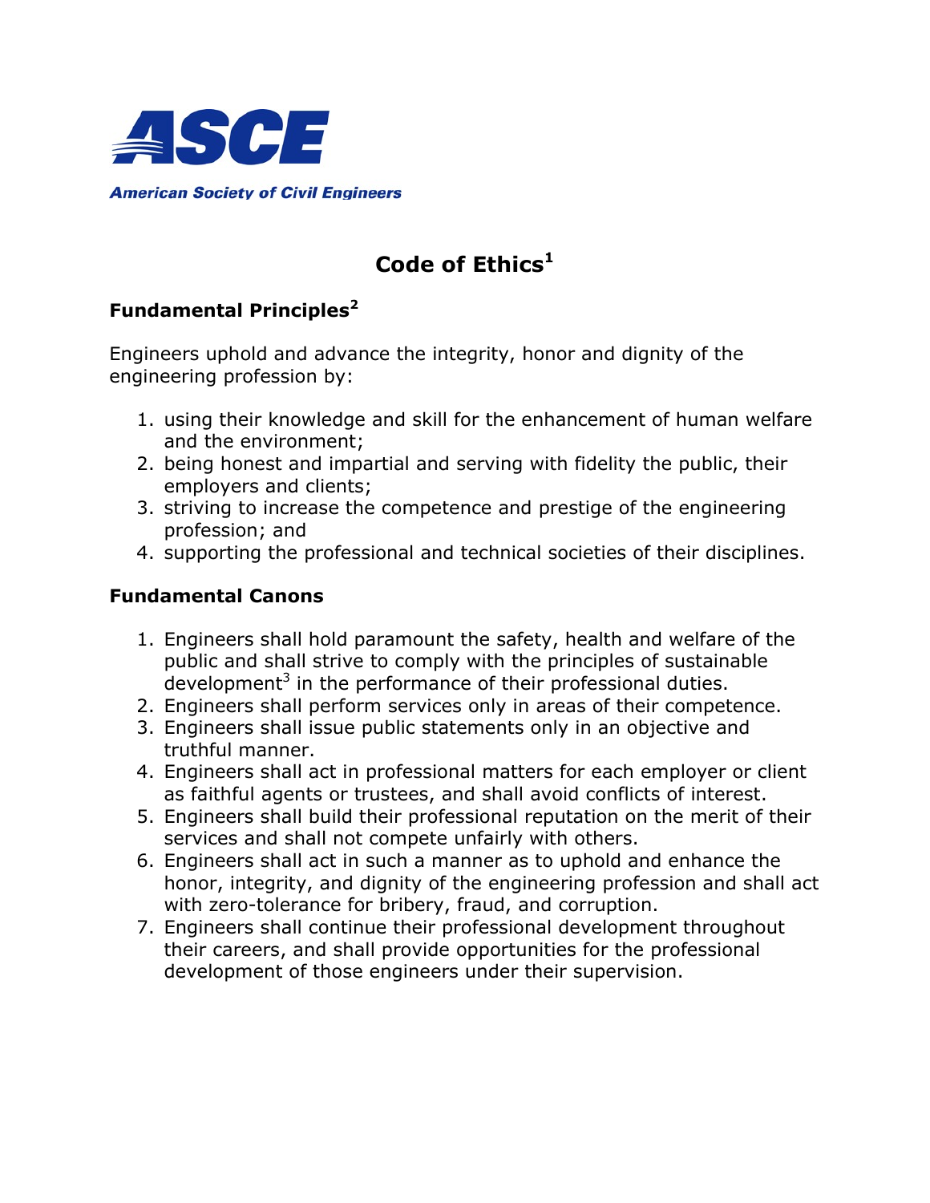ASCE

American Society of Civil Engineers

# Code of Ethics[1]

## Fundamental Principles[2]

Engineers uphold and advance the integrity, honor and dignity of the engineering profession by:

1. using their knowledge and skill for the enhancement of human welfare and the environment;
2. being honest and impartial and serving with fidelity the public, their employers and clients;
3. striving to increase the competence and prestige of the engineering profession; and
4. supporting the professional and technical societies of their disciplines.

## Fundamental Canons

1. Engineers shall hold paramount the safety, health and welfare of the public and shall strive to comply with the principles of sustainable development[3] in the performance of their professional duties.
2. Engineers shall perform services only in areas of their competence.
3. Engineers shall issue public statements only in an objective and truthful manner.
4. Engineers shall act in professional matters for each employer or client as faithful agents or trustees, and shall avoid conflicts of interest.
5. Engineers shall build their professional reputation on the merit of their services and shall not compete unfairly with others.
6. Engineers shall act in such a manner as to uphold and enhance the honor, integrity, and dignity of the engineering profession and shall act with zero-tolerance for bribery, fraud, and corruption.
7. Engineers shall continue their professional development throughout their careers, and shall provide opportunities for the professional development of those engineers under their supervision.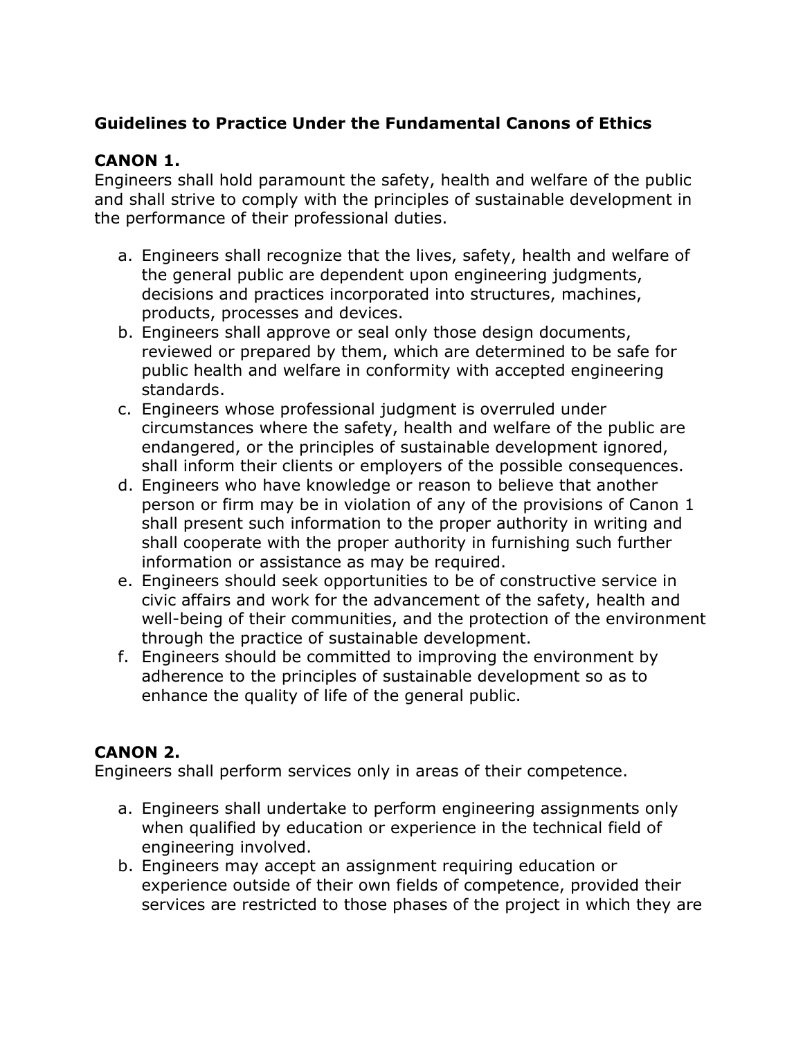**Guidelines to Practice Under the Fundamental Canons of Ethics**

**CANON 1.**

Engineers shall hold paramount the safety, health and welfare of the public and shall strive to comply with the principles of sustainable development in the performance of their professional duties.

a. Engineers shall recognize that the lives, safety, health and welfare of the general public are dependent upon engineering judgments, decisions and practices incorporated into structures, machines, products, processes and devices.
b. Engineers shall approve or seal only those design documents, reviewed or prepared by them, which are determined to be safe for public health and welfare in conformity with accepted engineering standards.
c. Engineers whose professional judgment is overruled under circumstances where the safety, health and welfare of the public are endangered, or the principles of sustainable development ignored, shall inform their clients or employers of the possible consequences.
d. Engineers who have knowledge or reason to believe that another person or firm may be in violation of any of the provisions of Canon 1 shall present such information to the proper authority in writing and shall cooperate with the proper authority in furnishing such further information or assistance as may be required.
e. Engineers should seek opportunities to be of constructive service in civic affairs and work for the advancement of the safety, health and well-being of their communities, and the protection of the environment through the practice of sustainable development.
f. Engineers should be committed to improving the environment by adherence to the principles of sustainable development so as to enhance the quality of life of the general public.

**CANON 2.**

Engineers shall perform services only in areas of their competence.

a. Engineers shall undertake to perform engineering assignments only when qualified by education or experience in the technical field of engineering involved.
b. Engineers may accept an assignment requiring education or experience outside of their own fields of competence, provided their services are restricted to those phases of the project in which they are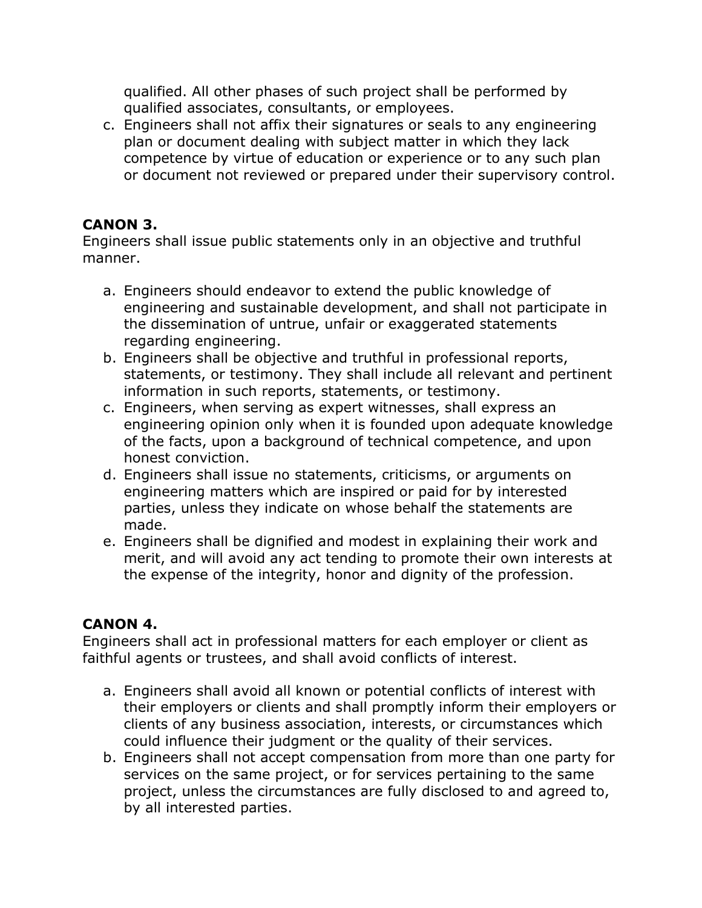qualified. All other phases of such project shall be performed by qualified associates, consultants, or employees.

c. Engineers shall not affix their signatures or seals to any engineering plan or document dealing with subject matter in which they lack competence by virtue of education or experience or to any such plan or document not reviewed or prepared under their supervisory control.

**CANON 3.**
Engineers shall issue public statements only in an objective and truthful manner.

a. Engineers should endeavor to extend the public knowledge of engineering and sustainable development, and shall not participate in the dissemination of untrue, unfair or exaggerated statements regarding engineering.
b. Engineers shall be objective and truthful in professional reports, statements, or testimony. They shall include all relevant and pertinent information in such reports, statements, or testimony.
c. Engineers, when serving as expert witnesses, shall express an engineering opinion only when it is founded upon adequate knowledge of the facts, upon a background of technical competence, and upon honest conviction.
d. Engineers shall issue no statements, criticisms, or arguments on engineering matters which are inspired or paid for by interested parties, unless they indicate on whose behalf the statements are made.
e. Engineers shall be dignified and modest in explaining their work and merit, and will avoid any act tending to promote their own interests at the expense of the integrity, honor and dignity of the profession.

**CANON 4.**
Engineers shall act in professional matters for each employer or client as faithful agents or trustees, and shall avoid conflicts of interest.

a. Engineers shall avoid all known or potential conflicts of interest with their employers or clients and shall promptly inform their employers or clients of any business association, interests, or circumstances which could influence their judgment or the quality of their services.
b. Engineers shall not accept compensation from more than one party for services on the same project, or for services pertaining to the same project, unless the circumstances are fully disclosed to and agreed to, by all interested parties.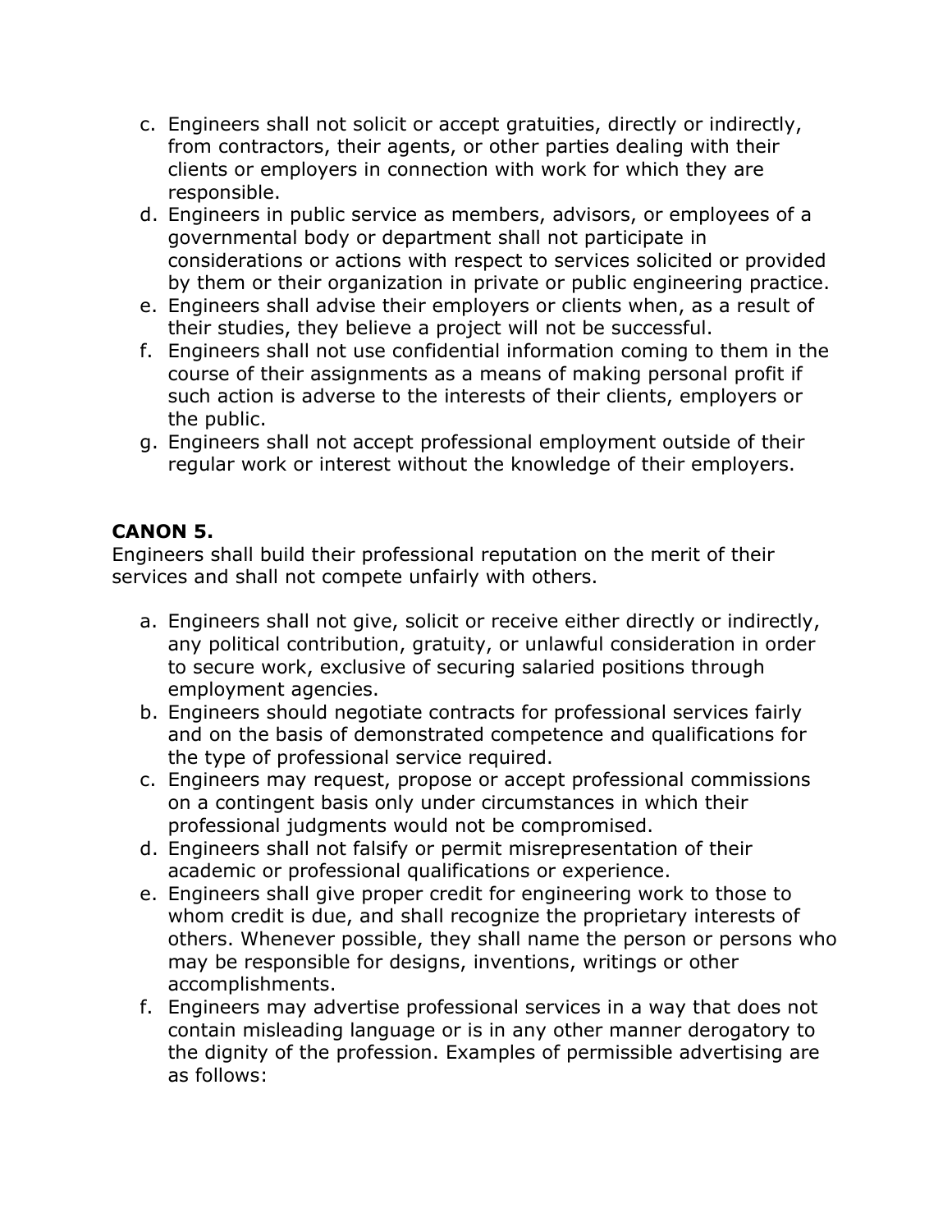c. Engineers shall not solicit or accept gratuities, directly or indirectly, from contractors, their agents, or other parties dealing with their clients or employers in connection with work for which they are responsible.
d. Engineers in public service as members, advisors, or employees of a governmental body or department shall not participate in considerations or actions with respect to services solicited or provided by them or their organization in private or public engineering practice.
e. Engineers shall advise their employers or clients when, as a result of their studies, they believe a project will not be successful.
f. Engineers shall not use confidential information coming to them in the course of their assignments as a means of making personal profit if such action is adverse to the interests of their clients, employers or the public.
g. Engineers shall not accept professional employment outside of their regular work or interest without the knowledge of their employers.

**CANON 5.**

Engineers shall build their professional reputation on the merit of their services and shall not compete unfairly with others.

a. Engineers shall not give, solicit or receive either directly or indirectly, any political contribution, gratuity, or unlawful consideration in order to secure work, exclusive of securing salaried positions through employment agencies.
b. Engineers should negotiate contracts for professional services fairly and on the basis of demonstrated competence and qualifications for the type of professional service required.
c. Engineers may request, propose or accept professional commissions on a contingent basis only under circumstances in which their professional judgments would not be compromised.
d. Engineers shall not falsify or permit misrepresentation of their academic or professional qualifications or experience.
e. Engineers shall give proper credit for engineering work to those to whom credit is due, and shall recognize the proprietary interests of others. Whenever possible, they shall name the person or persons who may be responsible for designs, inventions, writings or other accomplishments.
f. Engineers may advertise professional services in a way that does not contain misleading language or is in any other manner derogatory to the dignity of the profession. Examples of permissible advertising are as follows: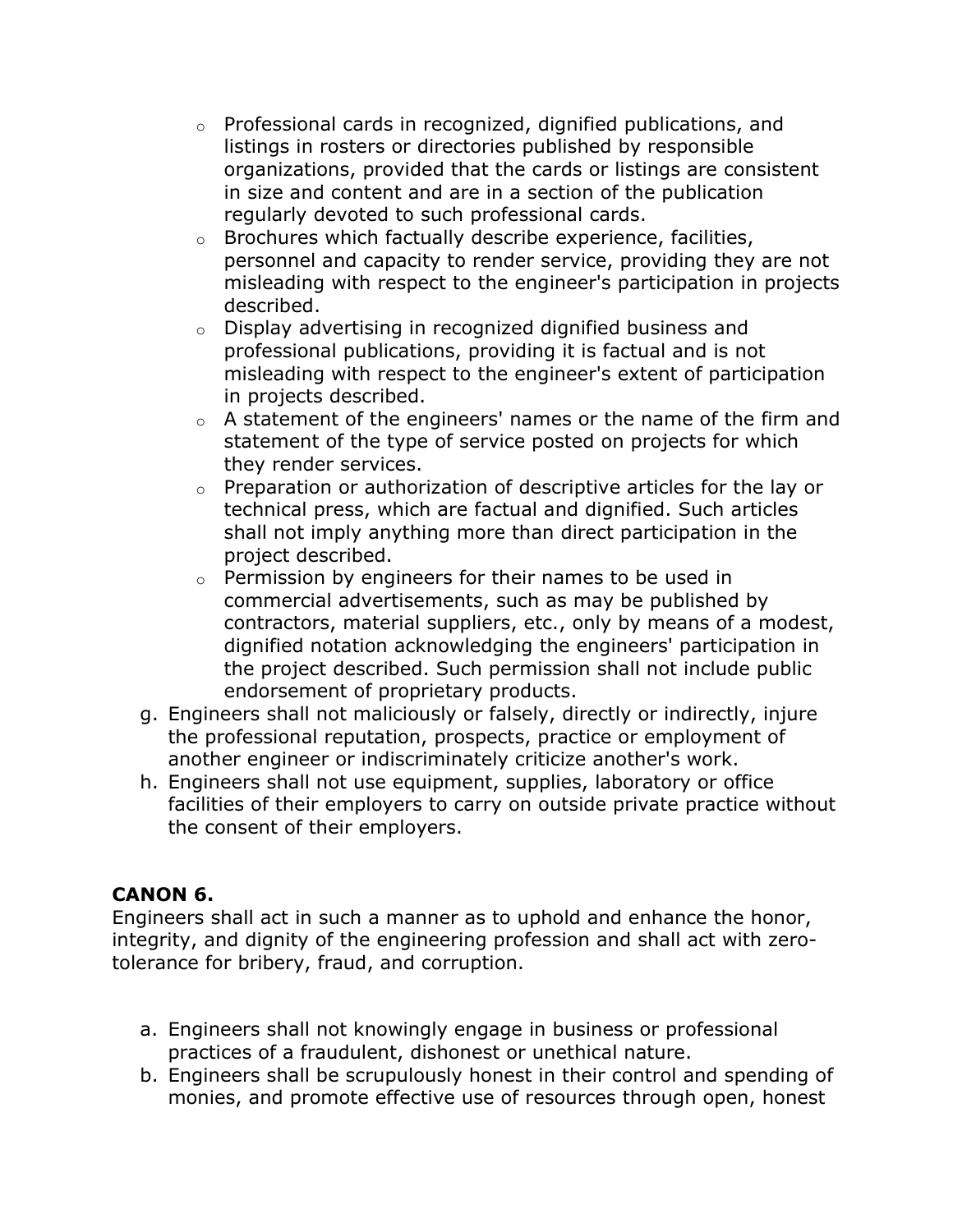- Professional cards in recognized, dignified publications, and listings in rosters or directories published by responsible organizations, provided that the cards or listings are consistent in size and content and are in a section of the publication regularly devoted to such professional cards.
   - Brochures which factually describe experience, facilities, personnel and capacity to render service, providing they are not misleading with respect to the engineer's participation in projects described.
   - Display advertising in recognized dignified business and professional publications, providing it is factual and is not misleading with respect to the engineer's extent of participation in projects described.
   - A statement of the engineers' names or the name of the firm and statement of the type of service posted on projects for which they render services.
   - Preparation or authorization of descriptive articles for the lay or technical press, which are factual and dignified. Such articles shall not imply anything more than direct participation in the project described.
   - Permission by engineers for their names to be used in commercial advertisements, such as may be published by contractors, material suppliers, etc., only by means of a modest, dignified notation acknowledging the engineers' participation in the project described. Such permission shall not include public endorsement of proprietary products.

g. Engineers shall not maliciously or falsely, directly or indirectly, injure the professional reputation, prospects, practice or employment of another engineer or indiscriminately criticize another's work.
h. Engineers shall not use equipment, supplies, laboratory or office facilities of their employers to carry on outside private practice without the consent of their employers.

**CANON 6.**

Engineers shall act in such a manner as to uphold and enhance the honor, integrity, and dignity of the engineering profession and shall act with zero-tolerance for bribery, fraud, and corruption.

a. Engineers shall not knowingly engage in business or professional practices of a fraudulent, dishonest or unethical nature.
b. Engineers shall be scrupulously honest in their control and spending of monies, and promote effective use of resources through open, honest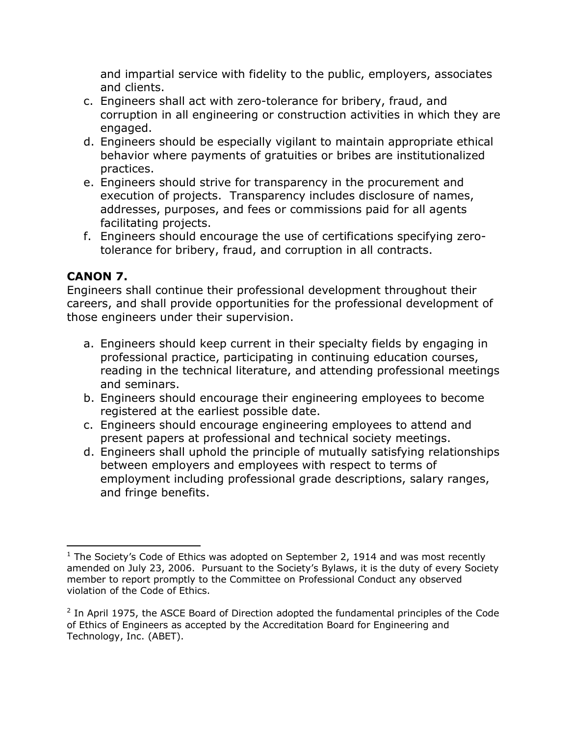and impartial service with fidelity to the public, employers, associates and clients.

c. Engineers shall act with zero-tolerance for bribery, fraud, and corruption in all engineering or construction activities in which they are engaged.
d. Engineers should be especially vigilant to maintain appropriate ethical behavior where payments of gratuities or bribes are institutionalized practices.
e. Engineers should strive for transparency in the procurement and execution of projects. Transparency includes disclosure of names, addresses, purposes, and fees or commissions paid for all agents facilitating projects.
f. Engineers should encourage the use of certifications specifying zero-tolerance for bribery, fraud, and corruption in all contracts.

**CANON 7.**

Engineers shall continue their professional development throughout their careers, and shall provide opportunities for the professional development of those engineers under their supervision.

a. Engineers should keep current in their specialty fields by engaging in professional practice, participating in continuing education courses, reading in the technical literature, and attending professional meetings and seminars.
b. Engineers should encourage their engineering employees to become registered at the earliest possible date.
c. Engineers should encourage engineering employees to attend and present papers at professional and technical society meetings.
d. Engineers shall uphold the principle of mutually satisfying relationships between employers and employees with respect to terms of employment including professional grade descriptions, salary ranges, and fringe benefits.

---

[1] The Society's Code of Ethics was adopted on September 2, 1914 and was most recently amended on July 23, 2006. Pursuant to the Society's Bylaws, it is the duty of every Society member to report promptly to the Committee on Professional Conduct any observed violation of the Code of Ethics.

[2] In April 1975, the ASCE Board of Direction adopted the fundamental principles of the Code of Ethics of Engineers as accepted by the Accreditation Board for Engineering and Technology, Inc. (ABET).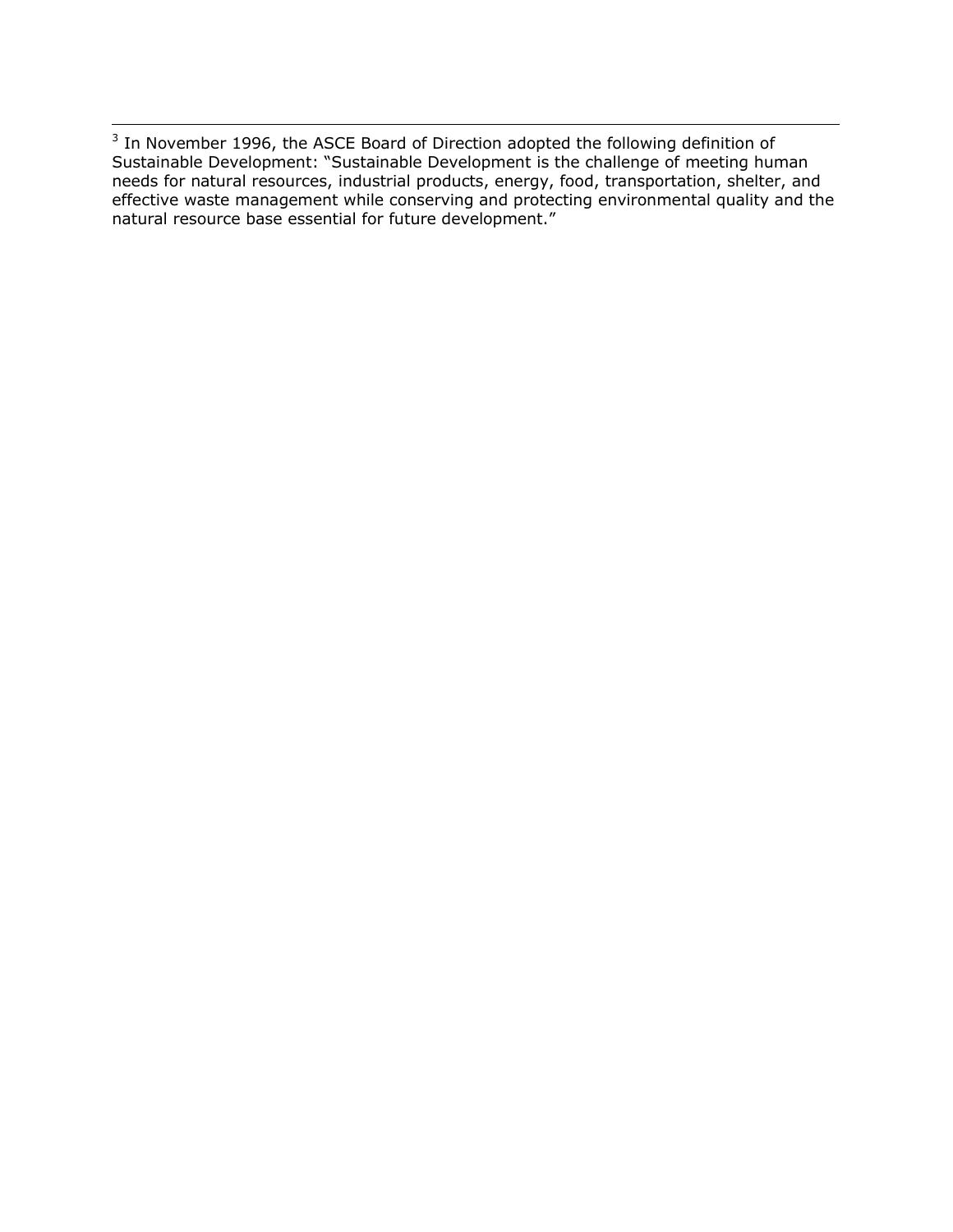[3] In November 1996, the ASCE Board of Direction adopted the following definition of Sustainable Development: "Sustainable Development is the challenge of meeting human needs for natural resources, industrial products, energy, food, transportation, shelter, and effective waste management while conserving and protecting environmental quality and the natural resource base essential for future development."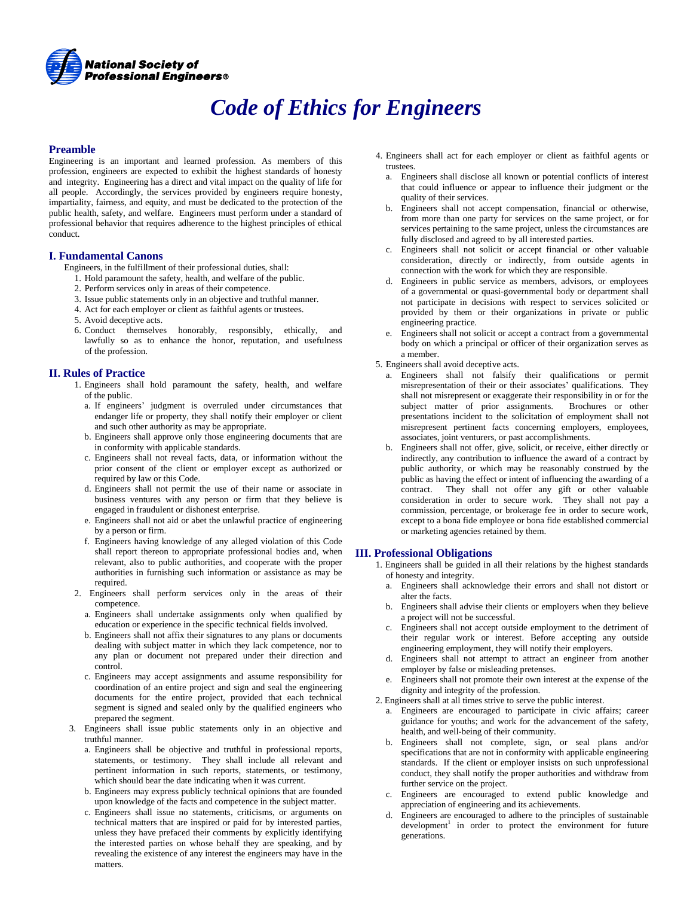National Society of Professional Engineers®

# Code of Ethics for Engineers

## Preamble

Engineering is an important and learned profession. As members of this profession, engineers are expected to exhibit the highest standards of honesty and integrity. Engineering has a direct and vital impact on the quality of life for all people. Accordingly, the services provided by engineers require honesty, impartiality, fairness, and equity, and must be dedicated to the protection of the public health, safety, and welfare. Engineers must perform under a standard of professional behavior that requires adherence to the highest principles of ethical conduct.

## I. Fundamental Canons

Engineers, in the fulfillment of their professional duties, shall:

1. Hold paramount the safety, health, and welfare of the public.
2. Perform services only in areas of their competence.
3. Issue public statements only in an objective and truthful manner.
4. Act for each employer or client as faithful agents or trustees.
5. Avoid deceptive acts.
6. Conduct themselves honorably, responsibly, ethically, and lawfully so as to enhance the honor, reputation, and usefulness of the profession.

## II. Rules of Practice

1. Engineers shall hold paramount the safety, health, and welfare of the public.
   a. If engineers' judgment is overruled under circumstances that endanger life or property, they shall notify their employer or client and such other authority as may be appropriate.
   b. Engineers shall approve only those engineering documents that are in conformity with applicable standards.
   c. Engineers shall not reveal facts, data, or information without the prior consent of the client or employer except as authorized or required by law or this Code.
   d. Engineers shall not permit the use of their name or associate in business ventures with any person or firm that they believe is engaged in fraudulent or dishonest enterprise.
   e. Engineers shall not aid or abet the unlawful practice of engineering by a person or firm.
   f. Engineers having knowledge of any alleged violation of this Code shall report thereon to appropriate professional bodies and, when relevant, also to public authorities, and cooperate with the proper authorities in furnishing such information or assistance as may be required.
2. Engineers shall perform services only in the areas of their competence.
   a. Engineers shall undertake assignments only when qualified by education or experience in the specific technical fields involved.
   b. Engineers shall not affix their signatures to any plans or documents dealing with subject matter in which they lack competence, nor to any plan or document not prepared under their direction and control.
   c. Engineers may accept assignments and assume responsibility for coordination of an entire project and sign and seal the engineering documents for the entire project, provided that each technical segment is signed and sealed only by the qualified engineers who prepared the segment.
3. Engineers shall issue public statements only in an objective and truthful manner.
   a. Engineers shall be objective and truthful in professional reports, statements, or testimony. They shall include all relevant and pertinent information in such reports, statements, or testimony, which should bear the date indicating when it was current.
   b. Engineers may express publicly technical opinions that are founded upon knowledge of the facts and competence in the subject matter.
   c. Engineers shall issue no statements, criticisms, or arguments on technical matters that are inspired or paid for by interested parties, unless they have prefaced their comments by explicitly identifying the interested parties on whose behalf they are speaking, and by revealing the existence of any interest the engineers may have in the matters.
4. Engineers shall act for each employer or client as faithful agents or trustees.
   a. Engineers shall disclose all known or potential conflicts of interest that could influence or appear to influence their judgment or the quality of their services.
   b. Engineers shall not accept compensation, financial or otherwise, from more than one party for services on the same project, or for services pertaining to the same project, unless the circumstances are fully disclosed and agreed to by all interested parties.
   c. Engineers shall not solicit or accept financial or other valuable consideration, directly or indirectly, from outside agents in connection with the work for which they are responsible.
   d. Engineers in public service as members, advisors, or employees of a governmental or quasi-governmental body or department shall not participate in decisions with respect to services solicited or provided by them or their organizations in private or public engineering practice.
   e. Engineers shall not solicit or accept a contract from a governmental body on which a principal or officer of their organization serves as a member.
5. Engineers shall avoid deceptive acts.
   a. Engineers shall not falsify their qualifications or permit misrepresentation of their or their associates' qualifications. They shall not misrepresent or exaggerate their responsibility in or for the subject matter of prior assignments. Brochures or other presentations incident to the solicitation of employment shall not misrepresent pertinent facts concerning employers, employees, associates, joint venturers, or past accomplishments.
   b. Engineers shall not offer, give, solicit, or receive, either directly or indirectly, any contribution to influence the award of a contract by public authority, or which may be reasonably construed by the public as having the effect or intent of influencing the awarding of a contract. They shall not offer any gift or other valuable consideration in order to secure work. They shall not pay a commission, percentage, or brokerage fee in order to secure work, except to a bona fide employee or bona fide established commercial or marketing agencies retained by them.

## III. Professional Obligations

1. Engineers shall be guided in all their relations by the highest standards of honesty and integrity.
   a. Engineers shall acknowledge their errors and shall not distort or alter the facts.
   b. Engineers shall advise their clients or employers when they believe a project will not be successful.
   c. Engineers shall not accept outside employment to the detriment of their regular work or interest. Before accepting any outside engineering employment, they will notify their employers.
   d. Engineers shall not attempt to attract an engineer from another employer by false or misleading pretenses.
   e. Engineers shall not promote their own interest at the expense of the dignity and integrity of the profession.
2. Engineers shall at all times strive to serve the public interest.
   a. Engineers are encouraged to participate in civic affairs; career guidance for youths; and work for the advancement of the safety, health, and well-being of their community.
   b. Engineers shall not complete, sign, or seal plans and/or specifications that are not in conformity with applicable engineering standards. If the client or employer insists on such unprofessional conduct, they shall notify the proper authorities and withdraw from further service on the project.
   c. Engineers are encouraged to extend public knowledge and appreciation of engineering and its achievements.
   d. Engineers are encouraged to adhere to the principles of sustainable development[1] in order to protect the environment for future generations.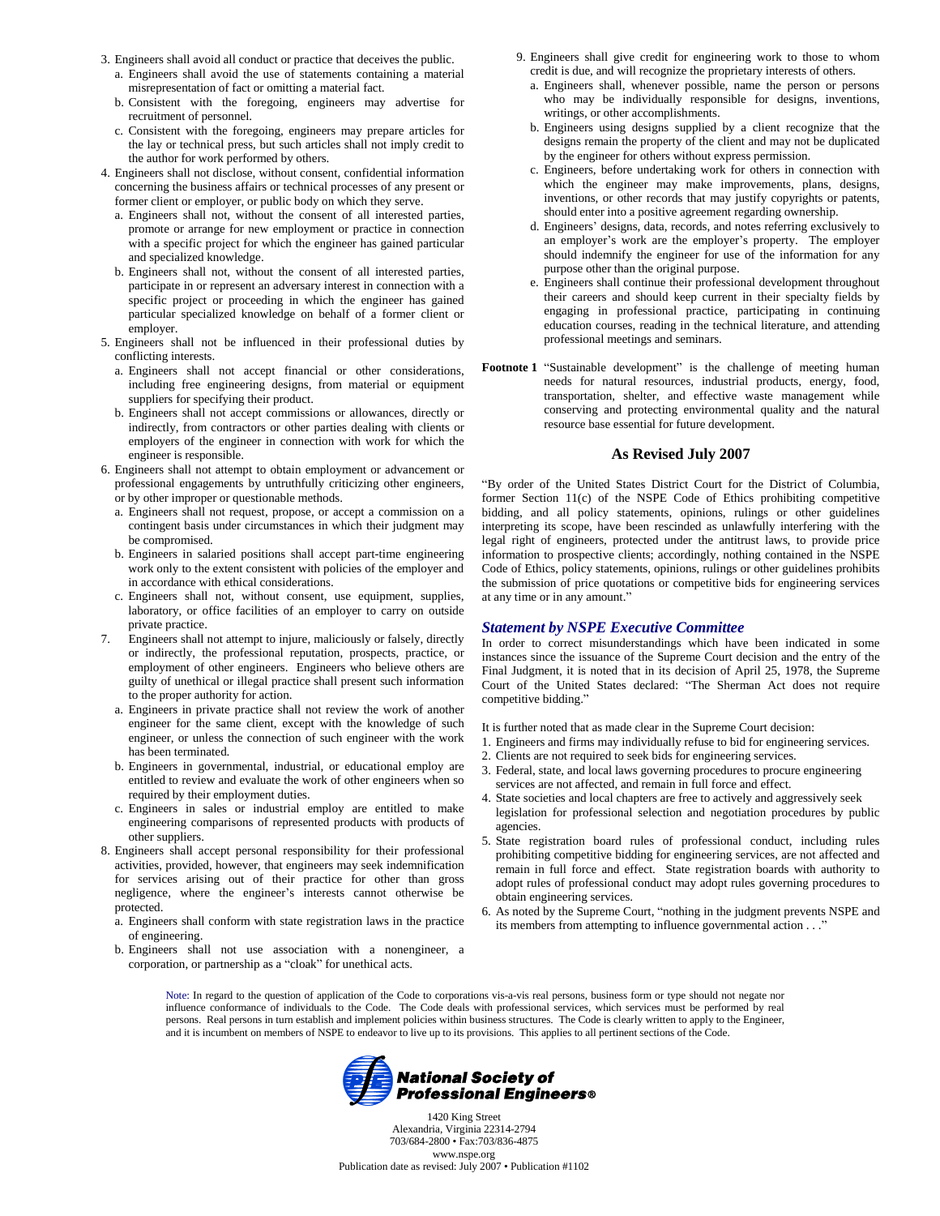3. Engineers shall avoid all conduct or practice that deceives the public.
   a. Engineers shall avoid the use of statements containing a material misrepresentation of fact or omitting a material fact.
   b. Consistent with the foregoing, engineers may advertise for recruitment of personnel.
   c. Consistent with the foregoing, engineers may prepare articles for the lay or technical press, but such articles shall not imply credit to the author for work performed by others.
4. Engineers shall not disclose, without consent, confidential information concerning the business affairs or technical processes of any present or former client or employer, or public body on which they serve.
   a. Engineers shall not, without the consent of all interested parties, promote or arrange for new employment or practice in connection with a specific project for which the engineer has gained particular and specialized knowledge.
   b. Engineers shall not, without the consent of all interested parties, participate in or represent an adversary interest in connection with a specific project or proceeding in which the engineer has gained particular specialized knowledge on behalf of a former client or employer.
5. Engineers shall not be influenced in their professional duties by conflicting interests.
   a. Engineers shall not accept financial or other considerations, including free engineering designs, from material or equipment suppliers for specifying their product.
   b. Engineers shall not accept commissions or allowances, directly or indirectly, from contractors or other parties dealing with clients or employers of the engineer in connection with work for which the engineer is responsible.
6. Engineers shall not attempt to obtain employment or advancement or professional engagements by untruthfully criticizing other engineers, or by other improper or questionable methods.
   a. Engineers shall not request, propose, or accept a commission on a contingent basis under circumstances in which their judgment may be compromised.
   b. Engineers in salaried positions shall accept part-time engineering work only to the extent consistent with policies of the employer and in accordance with ethical considerations.
   c. Engineers shall not, without consent, use equipment, supplies, laboratory, or office facilities of an employer to carry on outside private practice.
7. Engineers shall not attempt to injure, maliciously or falsely, directly or indirectly, the professional reputation, prospects, practice, or employment of other engineers. Engineers who believe others are guilty of unethical or illegal practice shall present such information to the proper authority for action.
   a. Engineers in private practice shall not review the work of another engineer for the same client, except with the knowledge of such engineer, or unless the connection of such engineer with the work has been terminated.
   b. Engineers in governmental, industrial, or educational employ are entitled to review and evaluate the work of other engineers when so required by their employment duties.
   c. Engineers in sales or industrial employ are entitled to make engineering comparisons of represented products with products of other suppliers.
8. Engineers shall accept personal responsibility for their professional activities, provided, however, that engineers may seek indemnification for services arising out of their practice for other than gross negligence, where the engineer's interests cannot otherwise be protected.
   a. Engineers shall conform with state registration laws in the practice of engineering.
   b. Engineers shall not use association with a nonengineer, a corporation, or partnership as a "cloak" for unethical acts.
9. Engineers shall give credit for engineering work to those to whom credit is due, and will recognize the proprietary interests of others.
   a. Engineers shall, whenever possible, name the person or persons who may be individually responsible for designs, inventions, writings, or other accomplishments.
   b. Engineers using designs supplied by a client recognize that the designs remain the property of the client and may not be duplicated by the engineer for others without express permission.
   c. Engineers, before undertaking work for others in connection with which the engineer may make improvements, plans, designs, inventions, or other records that may justify copyrights or patents, should enter into a positive agreement regarding ownership.
   d. Engineers' designs, data, records, and notes referring exclusively to an employer's work are the employer's property. The employer should indemnify the engineer for use of the information for any purpose other than the original purpose.
   e. Engineers shall continue their professional development throughout their careers and should keep current in their specialty fields by engaging in professional practice, participating in continuing education courses, reading in the technical literature, and attending professional meetings and seminars.

**Footnote 1** "Sustainable development" is the challenge of meeting human needs for natural resources, industrial products, energy, food, transportation, shelter, and effective waste management while conserving and protecting environmental quality and the natural resource base essential for future development.

## As Revised July 2007

"By order of the United States District Court for the District of Columbia, former Section 11(c) of the NSPE Code of Ethics prohibiting competitive bidding, and all policy statements, opinions, rulings or other guidelines interpreting its scope, have been rescinded as unlawfully interfering with the legal right of engineers, protected under the antitrust laws, to provide price information to prospective clients; accordingly, nothing contained in the NSPE Code of Ethics, policy statements, opinions, rulings or other guidelines prohibits the submission of price quotations or competitive bids for engineering services at any time or in any amount."

### *Statement by NSPE Executive Committee*

In order to correct misunderstandings which have been indicated in some instances since the issuance of the Supreme Court decision and the entry of the Final Judgment, it is noted that in its decision of April 25, 1978, the Supreme Court of the United States declared: "The Sherman Act does not require competitive bidding."

It is further noted that as made clear in the Supreme Court decision:

1. Engineers and firms may individually refuse to bid for engineering services.
2. Clients are not required to seek bids for engineering services.
3. Federal, state, and local laws governing procedures to procure engineering services are not affected, and remain in full force and effect.
4. State societies and local chapters are free to actively and aggressively seek legislation for professional selection and negotiation procedures by public agencies.
5. State registration board rules of professional conduct, including rules prohibiting competitive bidding for engineering services, are not affected and remain in full force and effect. State registration boards with authority to adopt rules of professional conduct may adopt rules governing procedures to obtain engineering services.
6. As noted by the Supreme Court, "nothing in the judgment prevents NSPE and its members from attempting to influence governmental action . . ."

Note: In regard to the question of application of the Code to corporations vis-a-vis real persons, business form or type should not negate nor influence conformance of individuals to the Code. The Code deals with professional services, which services must be performed by real persons. Real persons in turn establish and implement policies within business structures. The Code is clearly written to apply to the Engineer, and it is incumbent on members of NSPE to endeavor to live up to its provisions. This applies to all pertinent sections of the Code.

**National Society of Professional Engineers®**

1420 King Street
Alexandria, Virginia 22314-2794
703/684-2800 • Fax:703/836-4875
www.nspe.org
Publication date as revised: July 2007 • Publication #1102